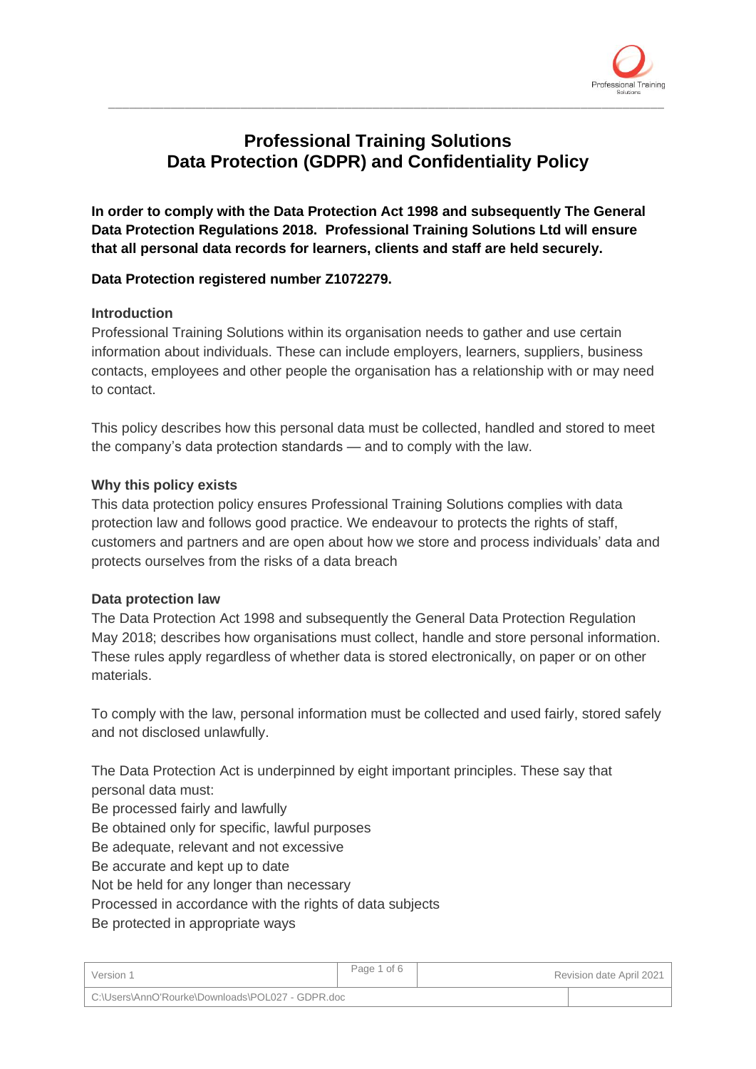# Professional Training Solutions
# Data Protection (GDPR) and Confidentiality Policy

**In order to comply with the Data Protection Act 1998 and subsequently The General Data Protection Regulations 2018. Professional Training Solutions Ltd will ensure that all personal data records for learners, clients and staff are held securely.**

**Data Protection registered number Z1072279.**

### Introduction

Professional Training Solutions within its organisation needs to gather and use certain information about individuals. These can include employers, learners, suppliers, business contacts, employees and other people the organisation has a relationship with or may need to contact.

This policy describes how this personal data must be collected, handled and stored to meet the company's data protection standards — and to comply with the law.

### Why this policy exists

This data protection policy ensures Professional Training Solutions complies with data protection law and follows good practice. We endeavour to protects the rights of staff, customers and partners and are open about how we store and process individuals' data and protects ourselves from the risks of a data breach

### Data protection law

The Data Protection Act 1998 and subsequently the General Data Protection Regulation May 2018; describes how organisations must collect, handle and store personal information. These rules apply regardless of whether data is stored electronically, on paper or on other materials.

To comply with the law, personal information must be collected and used fairly, stored safely and not disclosed unlawfully.

The Data Protection Act is underpinned by eight important principles. These say that personal data must:

Be processed fairly and lawfully
Be obtained only for specific, lawful purposes
Be adequate, relevant and not excessive
Be accurate and kept up to date
Not be held for any longer than necessary
Processed in accordance with the rights of data subjects
Be protected in appropriate ways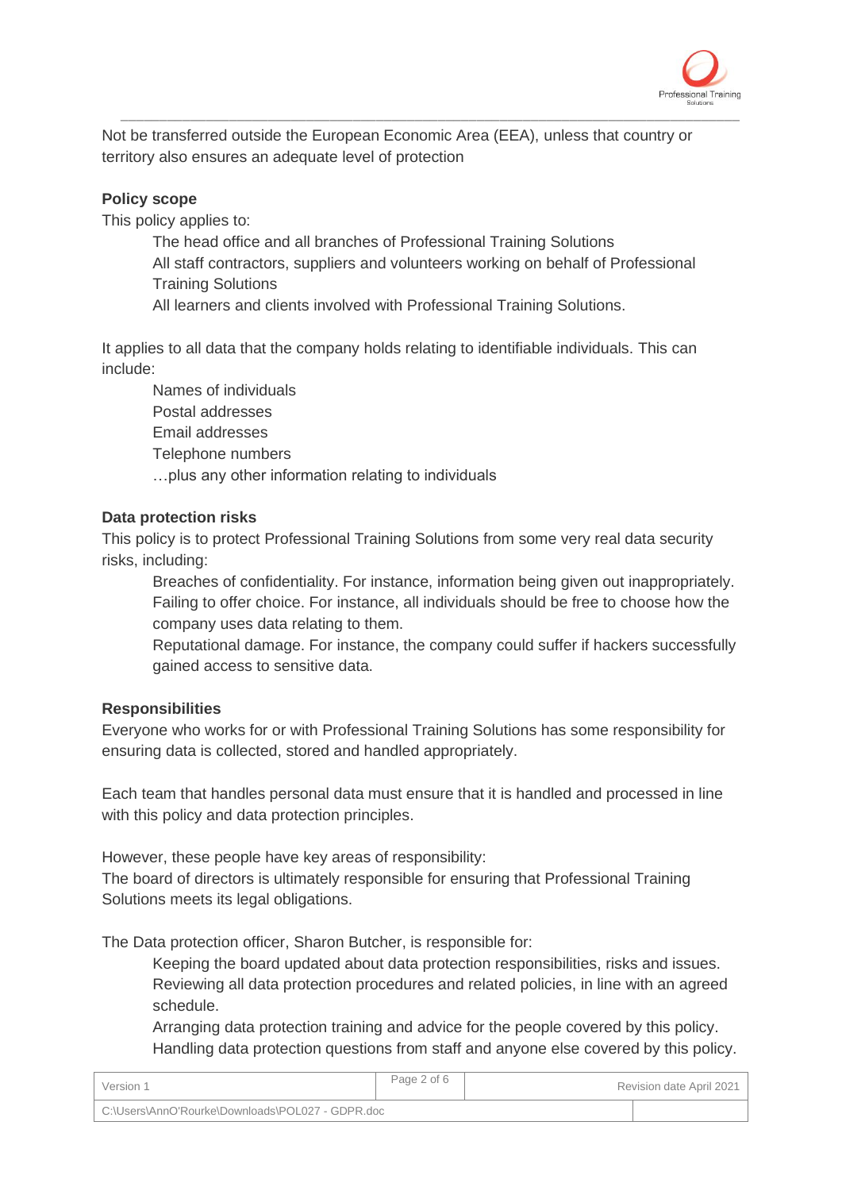Not be transferred outside the European Economic Area (EEA), unless that country or territory also ensures an adequate level of protection

**Policy scope**

This policy applies to:

- The head office and all branches of Professional Training Solutions
- All staff contractors, suppliers and volunteers working on behalf of Professional Training Solutions
- All learners and clients involved with Professional Training Solutions.

It applies to all data that the company holds relating to identifiable individuals. This can include:

- Names of individuals
- Postal addresses
- Email addresses
- Telephone numbers
- …plus any other information relating to individuals

**Data protection risks**

This policy is to protect Professional Training Solutions from some very real data security risks, including:

- Breaches of confidentiality. For instance, information being given out inappropriately.
- Failing to offer choice. For instance, all individuals should be free to choose how the company uses data relating to them.
- Reputational damage. For instance, the company could suffer if hackers successfully gained access to sensitive data.

**Responsibilities**

Everyone who works for or with Professional Training Solutions has some responsibility for ensuring data is collected, stored and handled appropriately.

Each team that handles personal data must ensure that it is handled and processed in line with this policy and data protection principles.

However, these people have key areas of responsibility:

The board of directors is ultimately responsible for ensuring that Professional Training Solutions meets its legal obligations.

The Data protection officer, Sharon Butcher, is responsible for:

- Keeping the board updated about data protection responsibilities, risks and issues.
- Reviewing all data protection procedures and related policies, in line with an agreed schedule.
- Arranging data protection training and advice for the people covered by this policy.
- Handling data protection questions from staff and anyone else covered by this policy.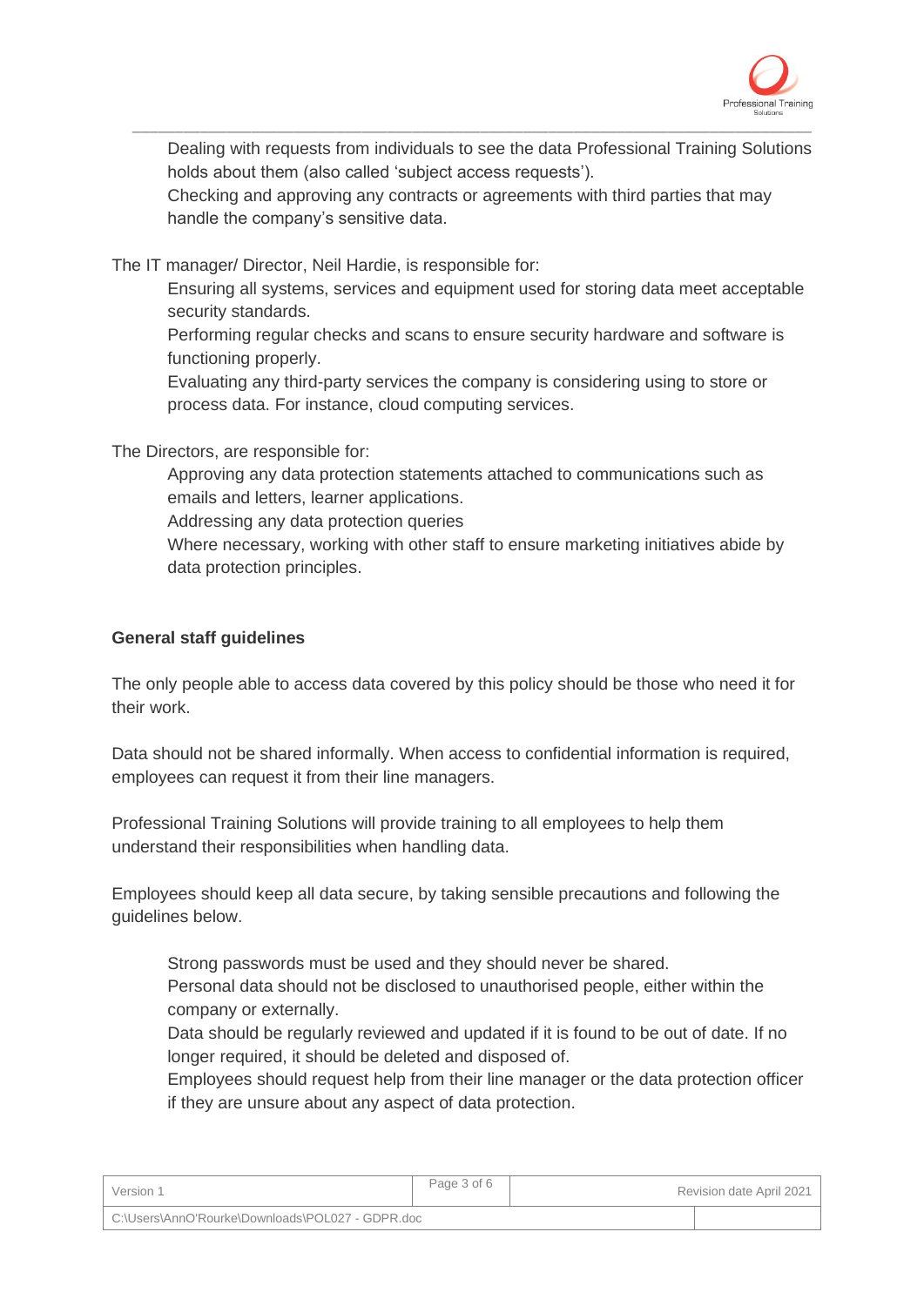- Dealing with requests from individuals to see the data Professional Training Solutions holds about them (also called 'subject access requests').
- Checking and approving any contracts or agreements with third parties that may handle the company's sensitive data.

The IT manager/ Director, Neil Hardie, is responsible for:

- Ensuring all systems, services and equipment used for storing data meet acceptable security standards.
- Performing regular checks and scans to ensure security hardware and software is functioning properly.
- Evaluating any third-party services the company is considering using to store or process data. For instance, cloud computing services.

The Directors, are responsible for:

- Approving any data protection statements attached to communications such as emails and letters, learner applications.
- Addressing any data protection queries
- Where necessary, working with other staff to ensure marketing initiatives abide by data protection principles.

**General staff guidelines**

The only people able to access data covered by this policy should be those who need it for their work.

Data should not be shared informally. When access to confidential information is required, employees can request it from their line managers.

Professional Training Solutions will provide training to all employees to help them understand their responsibilities when handling data.

Employees should keep all data secure, by taking sensible precautions and following the guidelines below.

- Strong passwords must be used and they should never be shared.
- Personal data should not be disclosed to unauthorised people, either within the company or externally.
- Data should be regularly reviewed and updated if it is found to be out of date. If no longer required, it should be deleted and disposed of.
- Employees should request help from their line manager or the data protection officer if they are unsure about any aspect of data protection.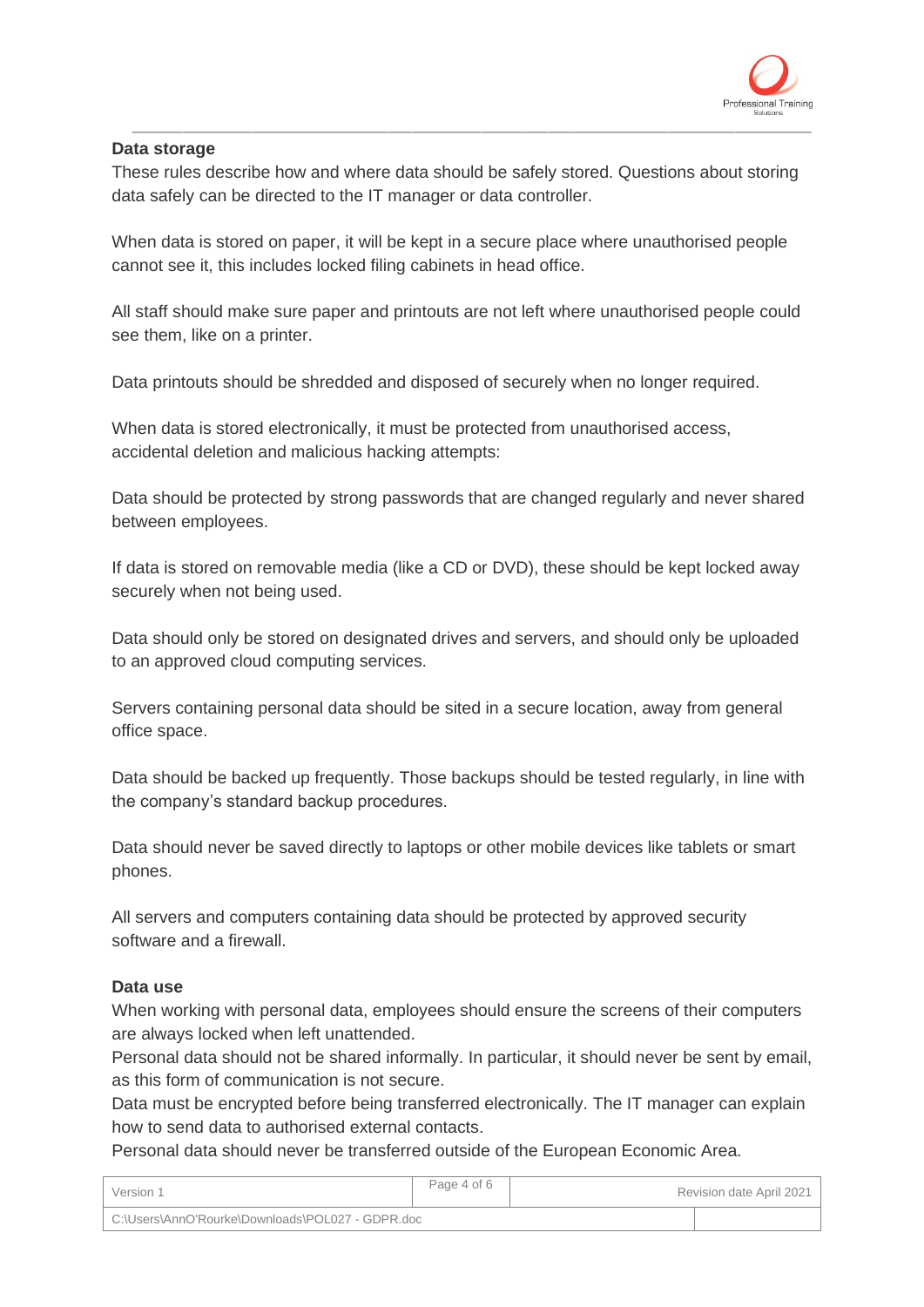**Data storage**

These rules describe how and where data should be safely stored. Questions about storing data safely can be directed to the IT manager or data controller.

When data is stored on paper, it will be kept in a secure place where unauthorised people cannot see it, this includes locked filing cabinets in head office.

All staff should make sure paper and printouts are not left where unauthorised people could see them, like on a printer.

Data printouts should be shredded and disposed of securely when no longer required.

When data is stored electronically, it must be protected from unauthorised access, accidental deletion and malicious hacking attempts:

Data should be protected by strong passwords that are changed regularly and never shared between employees.

If data is stored on removable media (like a CD or DVD), these should be kept locked away securely when not being used.

Data should only be stored on designated drives and servers, and should only be uploaded to an approved cloud computing services.

Servers containing personal data should be sited in a secure location, away from general office space.

Data should be backed up frequently. Those backups should be tested regularly, in line with the company's standard backup procedures.

Data should never be saved directly to laptops or other mobile devices like tablets or smart phones.

All servers and computers containing data should be protected by approved security software and a firewall.

**Data use**

When working with personal data, employees should ensure the screens of their computers are always locked when left unattended.
Personal data should not be shared informally. In particular, it should never be sent by email, as this form of communication is not secure.
Data must be encrypted before being transferred electronically. The IT manager can explain how to send data to authorised external contacts.
Personal data should never be transferred outside of the European Economic Area.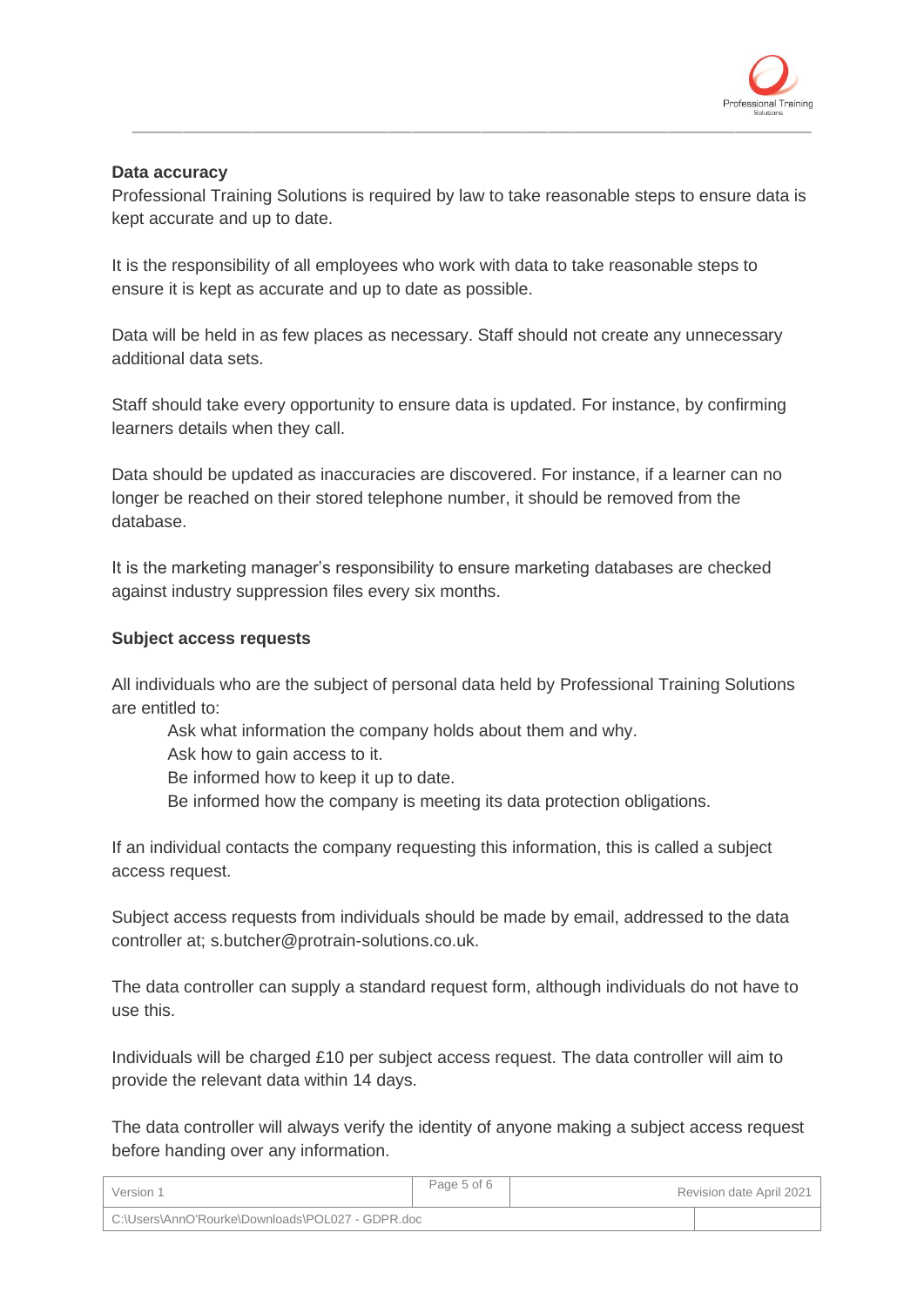**Data accuracy**

Professional Training Solutions is required by law to take reasonable steps to ensure data is kept accurate and up to date.

It is the responsibility of all employees who work with data to take reasonable steps to ensure it is kept as accurate and up to date as possible.

Data will be held in as few places as necessary. Staff should not create any unnecessary additional data sets.

Staff should take every opportunity to ensure data is updated. For instance, by confirming learners details when they call.

Data should be updated as inaccuracies are discovered. For instance, if a learner can no longer be reached on their stored telephone number, it should be removed from the database.

It is the marketing manager's responsibility to ensure marketing databases are checked against industry suppression files every six months.

**Subject access requests**

All individuals who are the subject of personal data held by Professional Training Solutions are entitled to:

- Ask what information the company holds about them and why.
- Ask how to gain access to it.
- Be informed how to keep it up to date.
- Be informed how the company is meeting its data protection obligations.

If an individual contacts the company requesting this information, this is called a subject access request.

Subject access requests from individuals should be made by email, addressed to the data controller at; s.butcher@protrain-solutions.co.uk.

The data controller can supply a standard request form, although individuals do not have to use this.

Individuals will be charged £10 per subject access request. The data controller will aim to provide the relevant data within 14 days.

The data controller will always verify the identity of anyone making a subject access request before handing over any information.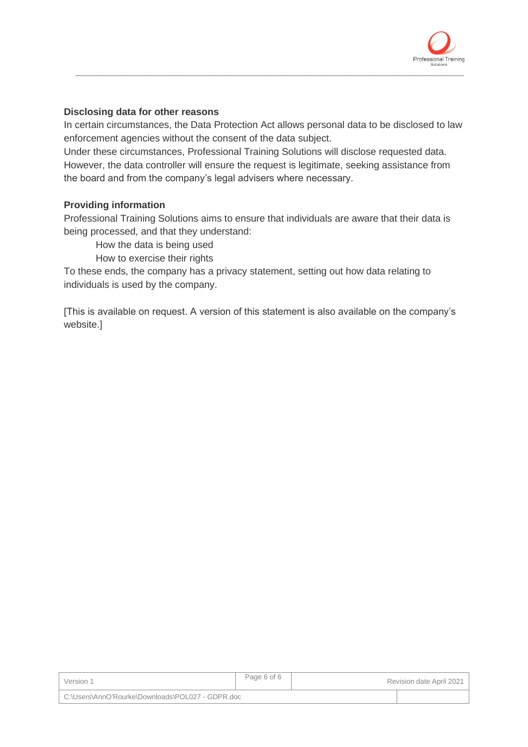### Disclosing data for other reasons

In certain circumstances, the Data Protection Act allows personal data to be disclosed to law enforcement agencies without the consent of the data subject.
Under these circumstances, Professional Training Solutions will disclose requested data. However, the data controller will ensure the request is legitimate, seeking assistance from the board and from the company's legal advisers where necessary.

### Providing information

Professional Training Solutions aims to ensure that individuals are aware that their data is being processed, and that they understand:

- How the data is being used
- How to exercise their rights

To these ends, the company has a privacy statement, setting out how data relating to individuals is used by the company.

[This is available on request. A version of this statement is also available on the company's website.]